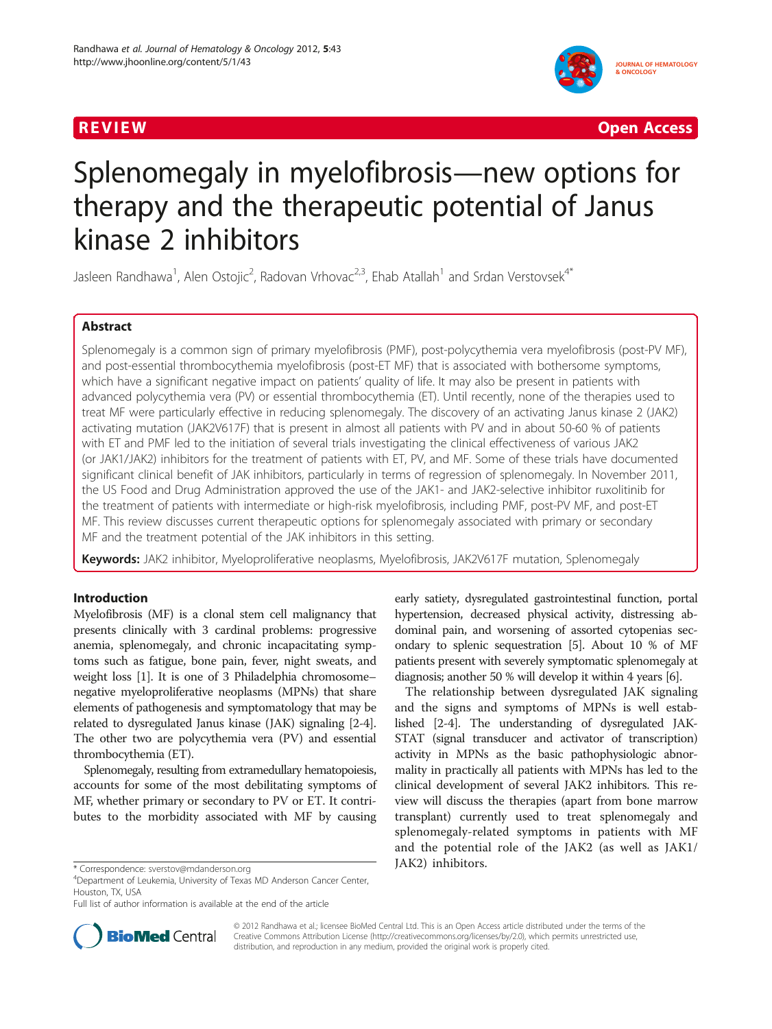REVIEW Open Access

# Splenomegaly in myelofibrosis—new options for therapy and the therapeutic potential of Janus kinase 2 inhibitors

Jasleen Randhawa[1], Alen Ostojic[2], Radovan Vrhovac[2,3], Ehab Atallah[1] and Srdan Verstovsek[4*]

## Abstract

Splenomegaly is a common sign of primary myelofibrosis (PMF), post-polycythemia vera myelofibrosis (post-PV MF), and post-essential thrombocythemia myelofibrosis (post-ET MF) that is associated with bothersome symptoms, which have a significant negative impact on patients' quality of life. It may also be present in patients with advanced polycythemia vera (PV) or essential thrombocythemia (ET). Until recently, none of the therapies used to treat MF were particularly effective in reducing splenomegaly. The discovery of an activating Janus kinase 2 (JAK2) activating mutation (JAK2V617F) that is present in almost all patients with PV and in about 50-60 % of patients with ET and PMF led to the initiation of several trials investigating the clinical effectiveness of various JAK2 (or JAK1/JAK2) inhibitors for the treatment of patients with ET, PV, and MF. Some of these trials have documented significant clinical benefit of JAK inhibitors, particularly in terms of regression of splenomegaly. In November 2011, the US Food and Drug Administration approved the use of the JAK1- and JAK2-selective inhibitor ruxolitinib for the treatment of patients with intermediate or high-risk myelofibrosis, including PMF, post-PV MF, and post-ET MF. This review discusses current therapeutic options for splenomegaly associated with primary or secondary MF and the treatment potential of the JAK inhibitors in this setting.

**Keywords:** JAK2 inhibitor, Myeloproliferative neoplasms, Myelofibrosis, JAK2V617F mutation, Splenomegaly

## Introduction

Myelofibrosis (MF) is a clonal stem cell malignancy that presents clinically with 3 cardinal problems: progressive anemia, splenomegaly, and chronic incapacitating symptoms such as fatigue, bone pain, fever, night sweats, and weight loss [1]. It is one of 3 Philadelphia chromosome–negative myeloproliferative neoplasms (MPNs) that share elements of pathogenesis and symptomatology that may be related to dysregulated Janus kinase (JAK) signaling [2-4]. The other two are polycythemia vera (PV) and essential thrombocythemia (ET).

Splenomegaly, resulting from extramedullary hematopoiesis, accounts for some of the most debilitating symptoms of MF, whether primary or secondary to PV or ET. It contributes to the morbidity associated with MF by causing early satiety, dysregulated gastrointestinal function, portal hypertension, decreased physical activity, distressing abdominal pain, and worsening of assorted cytopenias secondary to splenic sequestration [5]. About 10 % of MF patients present with severely symptomatic splenomegaly at diagnosis; another 50 % will develop it within 4 years [6].

The relationship between dysregulated JAK signaling and the signs and symptoms of MPNs is well established [2-4]. The understanding of dysregulated JAK-STAT (signal transducer and activator of transcription) activity in MPNs as the basic pathophysiologic abnormality in practically all patients with MPNs has led to the clinical development of several JAK2 inhibitors. This review will discuss the therapies (apart from bone marrow transplant) currently used to treat splenomegaly and splenomegaly-related symptoms in patients with MF and the potential role of the JAK2 (as well as JAK1/JAK2) inhibitors.

* Correspondence: sverstov@mdanderson.org
[4]Department of Leukemia, University of Texas MD Anderson Cancer Center, Houston, TX, USA
Full list of author information is available at the end of the article

© 2012 Randhawa et al.; licensee BioMed Central Ltd. This is an Open Access article distributed under the terms of the Creative Commons Attribution License (http://creativecommons.org/licenses/by/2.0), which permits unrestricted use, distribution, and reproduction in any medium, provided the original work is properly cited.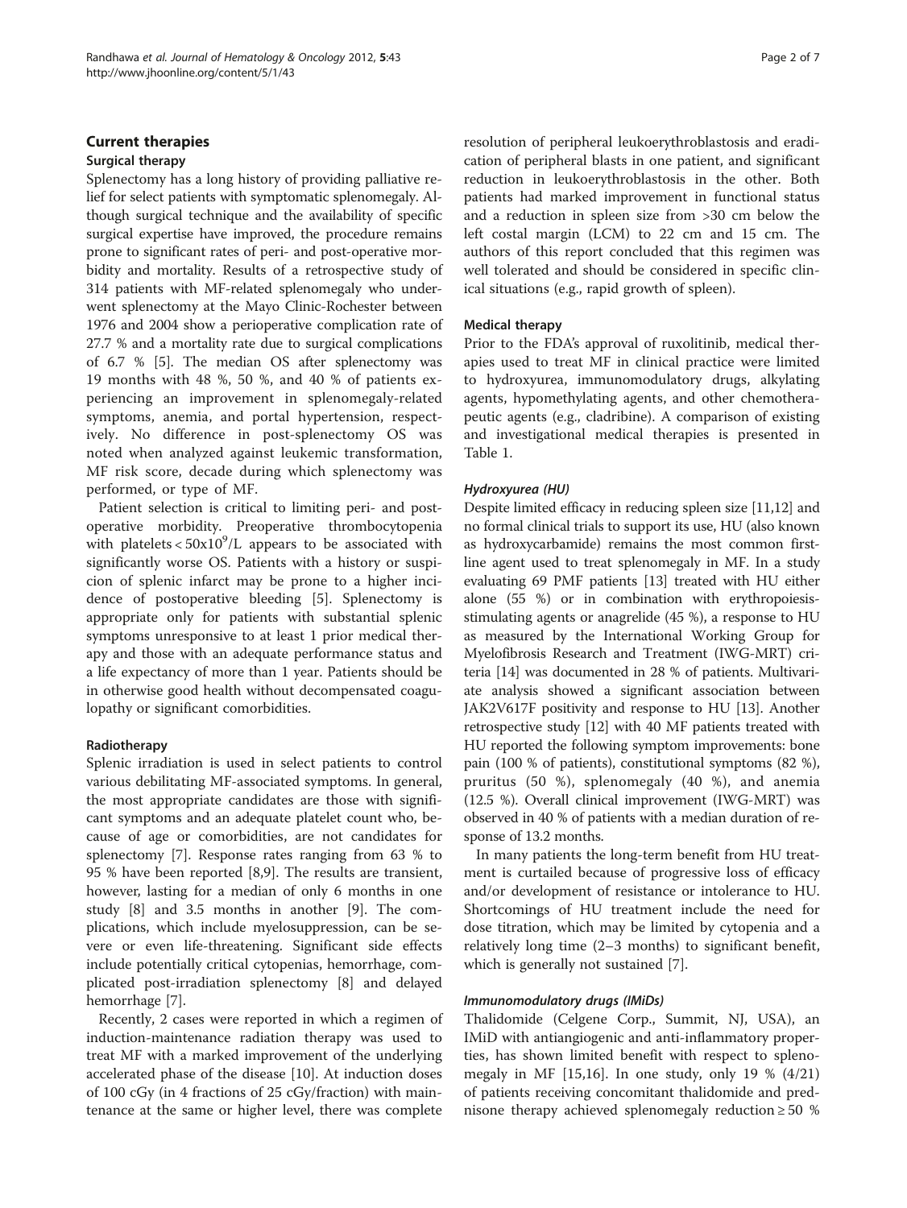## Current therapies

### Surgical therapy

Splenectomy has a long history of providing palliative relief for select patients with symptomatic splenomegaly. Although surgical technique and the availability of specific surgical expertise have improved, the procedure remains prone to significant rates of peri- and post-operative morbidity and mortality. Results of a retrospective study of 314 patients with MF-related splenomegaly who underwent splenectomy at the Mayo Clinic-Rochester between 1976 and 2004 show a perioperative complication rate of 27.7 % and a mortality rate due to surgical complications of 6.7 % [5]. The median OS after splenectomy was 19 months with 48 %, 50 %, and 40 % of patients experiencing an improvement in splenomegaly-related symptoms, anemia, and portal hypertension, respectively. No difference in post-splenectomy OS was noted when analyzed against leukemic transformation, MF risk score, decade during which splenectomy was performed, or type of MF.

Patient selection is critical to limiting peri- and post-operative morbidity. Preoperative thrombocytopenia with platelets < $50x10^9$/L appears to be associated with significantly worse OS. Patients with a history or suspicion of splenic infarct may be prone to a higher incidence of postoperative bleeding [5]. Splenectomy is appropriate only for patients with substantial splenic symptoms unresponsive to at least 1 prior medical therapy and those with an adequate performance status and a life expectancy of more than 1 year. Patients should be in otherwise good health without decompensated coagulopathy or significant comorbidities.

### Radiotherapy

Splenic irradiation is used in select patients to control various debilitating MF-associated symptoms. In general, the most appropriate candidates are those with significant symptoms and an adequate platelet count who, because of age or comorbidities, are not candidates for splenectomy [7]. Response rates ranging from 63 % to 95 % have been reported [8,9]. The results are transient, however, lasting for a median of only 6 months in one study [8] and 3.5 months in another [9]. The complications, which include myelosuppression, can be severe or even life-threatening. Significant side effects include potentially critical cytopenias, hemorrhage, complicated post-irradiation splenectomy [8] and delayed hemorrhage [7].

Recently, 2 cases were reported in which a regimen of induction-maintenance radiation therapy was used to treat MF with a marked improvement of the underlying accelerated phase of the disease [10]. At induction doses of 100 cGy (in 4 fractions of 25 cGy/fraction) with maintenance at the same or higher level, there was complete resolution of peripheral leukoerythroblastosis and eradication of peripheral blasts in one patient, and significant reduction in leukoerythroblastosis in the other. Both patients had marked improvement in functional status and a reduction in spleen size from >30 cm below the left costal margin (LCM) to 22 cm and 15 cm. The authors of this report concluded that this regimen was well tolerated and should be considered in specific clinical situations (e.g., rapid growth of spleen).

### Medical therapy

Prior to the FDA's approval of ruxolitinib, medical therapies used to treat MF in clinical practice were limited to hydroxyurea, immunomodulatory drugs, alkylating agents, hypomethylating agents, and other chemotherapeutic agents (e.g., cladribine). A comparison of existing and investigational medical therapies is presented in Table 1.

#### *Hydroxyurea (HU)*

Despite limited efficacy in reducing spleen size [11,12] and no formal clinical trials to support its use, HU (also known as hydroxycarbamide) remains the most common first-line agent used to treat splenomegaly in MF. In a study evaluating 69 PMF patients [13] treated with HU either alone (55 %) or in combination with erythropoiesis-stimulating agents or anagrelide (45 %), a response to HU as measured by the International Working Group for Myelofibrosis Research and Treatment (IWG-MRT) criteria [14] was documented in 28 % of patients. Multivariate analysis showed a significant association between JAK2V617F positivity and response to HU [13]. Another retrospective study [12] with 40 MF patients treated with HU reported the following symptom improvements: bone pain (100 % of patients), constitutional symptoms (82 %), pruritus (50 %), splenomegaly (40 %), and anemia (12.5 %). Overall clinical improvement (IWG-MRT) was observed in 40 % of patients with a median duration of response of 13.2 months.

In many patients the long-term benefit from HU treatment is curtailed because of progressive loss of efficacy and/or development of resistance or intolerance to HU. Shortcomings of HU treatment include the need for dose titration, which may be limited by cytopenia and a relatively long time (2–3 months) to significant benefit, which is generally not sustained [7].

#### *Immunomodulatory drugs (IMiDs)*

Thalidomide (Celgene Corp., Summit, NJ, USA), an IMiD with antiangiogenic and anti-inflammatory properties, has shown limited benefit with respect to splenomegaly in MF [15,16]. In one study, only 19 % (4/21) of patients receiving concomitant thalidomide and prednisone therapy achieved splenomegaly reduction ≥ 50 %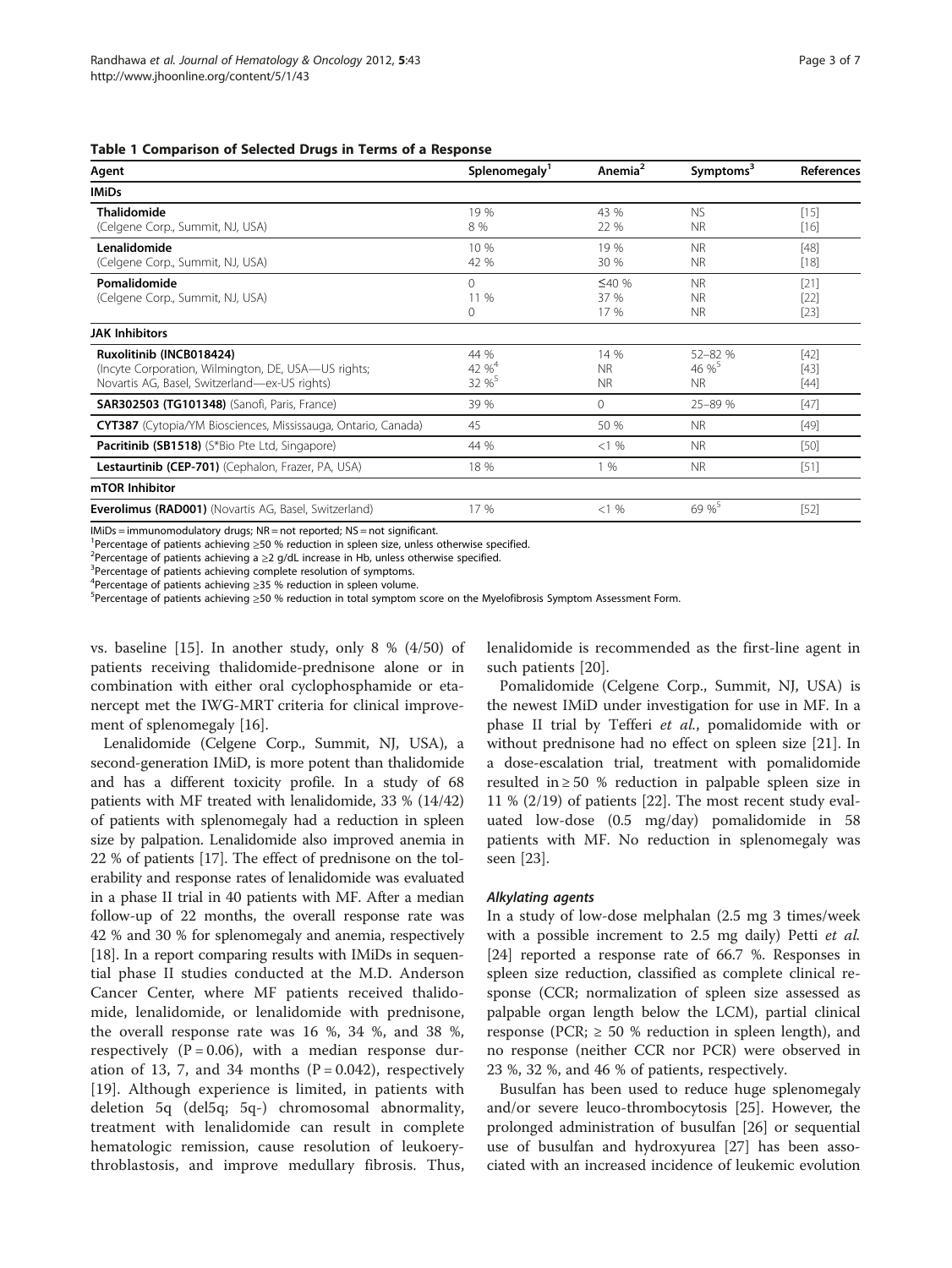**Table 1 Comparison of Selected Drugs in Terms of a Response**

| Agent | Splenomegaly[1] | Anemia[2] | Symptoms[3] | References |
|---|---|---|---|---|
| **IMiDs** | | | | |
| **Thalidomide** (Celgene Corp., Summit, NJ, USA) | 19 %<br>8 % | 43 %<br>22 % | NS<br>NR | [15]<br>[16] |
| **Lenalidomide** (Celgene Corp., Summit, NJ, USA) | 10 %<br>42 % | 19 %<br>30 % | NR<br>NR | [48]<br>[18] |
| **Pomalidomide** (Celgene Corp., Summit, NJ, USA) | 0<br>11 %<br>0 | ≤40 %<br>37 %<br>17 % | NR<br>NR<br>NR | [21]<br>[22]<br>[23] |
| **JAK Inhibitors** | | | | |
| **Ruxolitinib (INCB018424)** (Incyte Corporation, Wilmington, DE, USA—US rights; Novartis AG, Basel, Switzerland—ex-US rights) | 44 %<br>42 %[4]<br>32 %[5] | 14 %<br>NR<br>NR | 52–82 %<br>46 %[5]<br>NR | [42]<br>[43]<br>[44] |
| **SAR302503 (TG101348)** (Sanofi, Paris, France) | 39 % | 0 | 25–89 % | [47] |
| **CYT387** (Cytopia/YM Biosciences, Mississauga, Ontario, Canada) | 45 | 50 % | NR | [49] |
| **Pacritinib (SB1518)** (S*Bio Pte Ltd, Singapore) | 44 % | <1 % | NR | [50] |
| **Lestaurtinib (CEP-701)** (Cephalon, Frazer, PA, USA) | 18 % | 1 % | NR | [51] |
| **mTOR Inhibitor** | | | | |
| **Everolimus (RAD001)** (Novartis AG, Basel, Switzerland) | 17 % | <1 % | 69 %[5] | [52] |

IMiDs = immunomodulatory drugs; NR = not reported; NS = not significant.
[1]Percentage of patients achieving ≥50 % reduction in spleen size, unless otherwise specified.
[2]Percentage of patients achieving a ≥2 g/dL increase in Hb, unless otherwise specified.
[3]Percentage of patients achieving complete resolution of symptoms.
[4]Percentage of patients achieving ≥35 % reduction in spleen volume.
[5]Percentage of patients achieving ≥50 % reduction in total symptom score on the Myelofibrosis Symptom Assessment Form.

vs. baseline [15]. In another study, only 8 % (4/50) of patients receiving thalidomide-prednisone alone or in combination with either oral cyclophosphamide or etanercept met the IWG-MRT criteria for clinical improvement of splenomegaly [16].

Lenalidomide (Celgene Corp., Summit, NJ, USA), a second-generation IMiD, is more potent than thalidomide and has a different toxicity profile. In a study of 68 patients with MF treated with lenalidomide, 33 % (14/42) of patients with splenomegaly had a reduction in spleen size by palpation. Lenalidomide also improved anemia in 22 % of patients [17]. The effect of prednisone on the tolerability and response rates of lenalidomide was evaluated in a phase II trial in 40 patients with MF. After a median follow-up of 22 months, the overall response rate was 42 % and 30 % for splenomegaly and anemia, respectively [18]. In a report comparing results with IMiDs in sequential phase II studies conducted at the M.D. Anderson Cancer Center, where MF patients received thalidomide, lenalidomide, or lenalidomide with prednisone, the overall response rate was 16 %, 34 %, and 38 %, respectively ($P = 0.06$), with a median response duration of 13, 7, and 34 months ($P = 0.042$), respectively [19]. Although experience is limited, in patients with deletion 5q (del5q; 5q-) chromosomal abnormality, treatment with lenalidomide can result in complete hematologic remission, cause resolution of leukoerythroblastosis, and improve medullary fibrosis. Thus, lenalidomide is recommended as the first-line agent in such patients [20].

Pomalidomide (Celgene Corp., Summit, NJ, USA) is the newest IMiD under investigation for use in MF. In a phase II trial by Tefferi *et al.*, pomalidomide with or without prednisone had no effect on spleen size [21]. In a dose-escalation trial, treatment with pomalidomide resulted in ≥ 50 % reduction in palpable spleen size in 11 % (2/19) of patients [22]. The most recent study evaluated low-dose (0.5 mg/day) pomalidomide in 58 patients with MF. No reduction in splenomegaly was seen [23].

#### *Alkylating agents*

In a study of low-dose melphalan (2.5 mg 3 times/week with a possible increment to 2.5 mg daily) Petti *et al.* [24] reported a response rate of 66.7 %. Responses in spleen size reduction, classified as complete clinical response (CCR; normalization of spleen size assessed as palpable organ length below the LCM), partial clinical response (PCR; ≥ 50 % reduction in spleen length), and no response (neither CCR nor PCR) were observed in 23 %, 32 %, and 46 % of patients, respectively.

Busulfan has been used to reduce huge splenomegaly and/or severe leuco-thrombocytosis [25]. However, the prolonged administration of busulfan [26] or sequential use of busulfan and hydroxyurea [27] has been associated with an increased incidence of leukemic evolution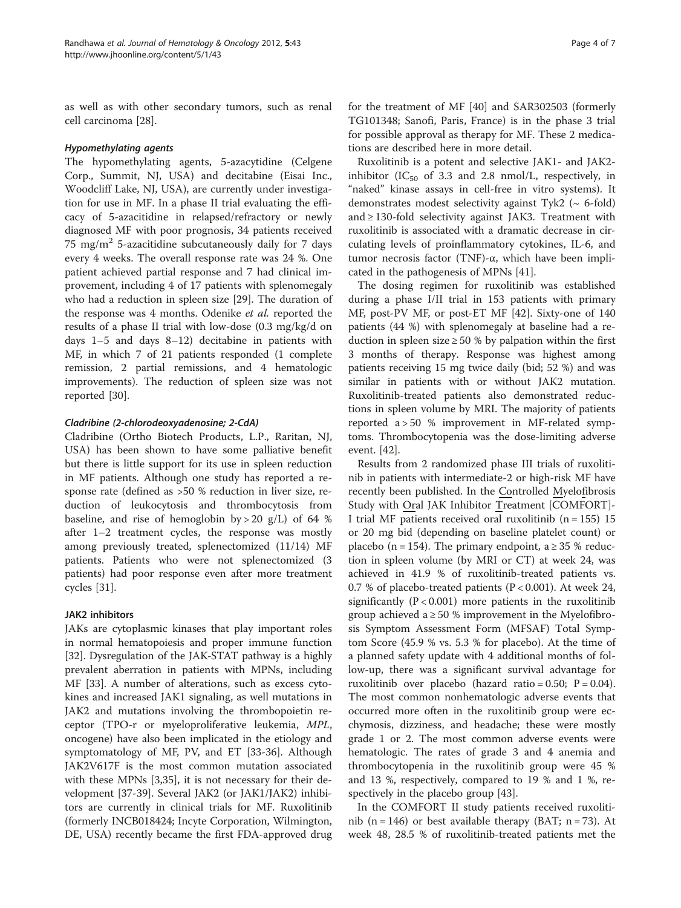as well as with other secondary tumors, such as renal cell carcinoma [28].

#### *Hypomethylating agents*

The hypomethylating agents, 5-azacytidine (Celgene Corp., Summit, NJ, USA) and decitabine (Eisai Inc., Woodcliff Lake, NJ, USA), are currently under investigation for use in MF. In a phase II trial evaluating the efficacy of 5-azacitidine in relapsed/refractory or newly diagnosed MF with poor prognosis, 34 patients received 75 mg/m$^2$ 5-azacitidine subcutaneously daily for 7 days every 4 weeks. The overall response rate was 24 %. One patient achieved partial response and 7 had clinical improvement, including 4 of 17 patients with splenomegaly who had a reduction in spleen size [29]. The duration of the response was 4 months. Odenike *et al.* reported the results of a phase II trial with low-dose (0.3 mg/kg/d on days 1–5 and days 8–12) decitabine in patients with MF, in which 7 of 21 patients responded (1 complete remission, 2 partial remissions, and 4 hematologic improvements). The reduction of spleen size was not reported [30].

#### *Cladribine (2-chlorodeoxyadenosine; 2-CdA)*

Cladribine (Ortho Biotech Products, L.P., Raritan, NJ, USA) has been shown to have some palliative benefit but there is little support for its use in spleen reduction in MF patients. Although one study has reported a response rate (defined as >50 % reduction in liver size, reduction of leukocytosis and thrombocytosis from baseline, and rise of hemoglobin by > 20 g/L) of 64 % after 1–2 treatment cycles, the response was mostly among previously treated, splenectomized (11/14) MF patients. Patients who were not splenectomized (3 patients) had poor response even after more treatment cycles [31].

### JAK2 inhibitors

JAKs are cytoplasmic kinases that play important roles in normal hematopoiesis and proper immune function [32]. Dysregulation of the JAK-STAT pathway is a highly prevalent aberration in patients with MPNs, including MF [33]. A number of alterations, such as excess cytokines and increased JAK1 signaling, as well mutations in JAK2 and mutations involving the thrombopoietin receptor (TPO-r or myeloproliferative leukemia, *MPL*, oncogene) have also been implicated in the etiology and symptomatology of MF, PV, and ET [33-36]. Although JAK2V617F is the most common mutation associated with these MPNs [3,35], it is not necessary for their development [37-39]. Several JAK2 (or JAK1/JAK2) inhibitors are currently in clinical trials for MF. Ruxolitinib (formerly INCB018424; Incyte Corporation, Wilmington, DE, USA) recently became the first FDA-approved drug for the treatment of MF [40] and SAR302503 (formerly TG101348; Sanofi, Paris, France) is in the phase 3 trial for possible approval as therapy for MF. These 2 medications are described here in more detail.

Ruxolitinib is a potent and selective JAK1- and JAK2-inhibitor ($IC_{50}$ of 3.3 and 2.8 nmol/L, respectively, in "naked" kinase assays in cell-free in vitro systems). It demonstrates modest selectivity against Tyk2 (~ 6-fold) and ≥ 130-fold selectivity against JAK3. Treatment with ruxolitinib is associated with a dramatic decrease in circulating levels of proinflammatory cytokines, IL-6, and tumor necrosis factor (TNF)-α, which have been implicated in the pathogenesis of MPNs [41].

The dosing regimen for ruxolitinib was established during a phase I/II trial in 153 patients with primary MF, post-PV MF, or post-ET MF [42]. Sixty-one of 140 patients (44 %) with splenomegaly at baseline had a reduction in spleen size ≥ 50 % by palpation within the first 3 months of therapy. Response was highest among patients receiving 15 mg twice daily (bid; 52 %) and was similar in patients with or without JAK2 mutation. Ruxolitinib-treated patients also demonstrated reductions in spleen volume by MRI. The majority of patients reported a > 50 % improvement in MF-related symptoms. Thrombocytopenia was the dose-limiting adverse event. [42].

Results from 2 randomized phase III trials of ruxolitinib in patients with intermediate-2 or high-risk MF have recently been published. In the Controlled Myelofibrosis Study with Oral JAK Inhibitor Treatment [COMFORT]-I trial MF patients received oral ruxolitinib (n = 155) 15 or 20 mg bid (depending on baseline platelet count) or placebo (n = 154). The primary endpoint, a ≥ 35 % reduction in spleen volume (by MRI or CT) at week 24, was achieved in 41.9 % of ruxolitinib-treated patients vs. 0.7 % of placebo-treated patients ($P < 0.001$). At week 24, significantly ($P < 0.001$) more patients in the ruxolitinib group achieved a ≥ 50 % improvement in the Myelofibrosis Symptom Assessment Form (MFSAF) Total Symptom Score (45.9 % vs. 5.3 % for placebo). At the time of a planned safety update with 4 additional months of follow-up, there was a significant survival advantage for ruxolitinib over placebo (hazard ratio = 0.50; $P = 0.04$). The most common nonhematologic adverse events that occurred more often in the ruxolitinib group were ecchymosis, dizziness, and headache; these were mostly grade 1 or 2. The most common adverse events were hematologic. The rates of grade 3 and 4 anemia and thrombocytopenia in the ruxolitinib group were 45 % and 13 %, respectively, compared to 19 % and 1 %, respectively in the placebo group [43].

In the COMFORT II study patients received ruxolitinib (n = 146) or best available therapy (BAT; n = 73). At week 48, 28.5 % of ruxolitinib-treated patients met the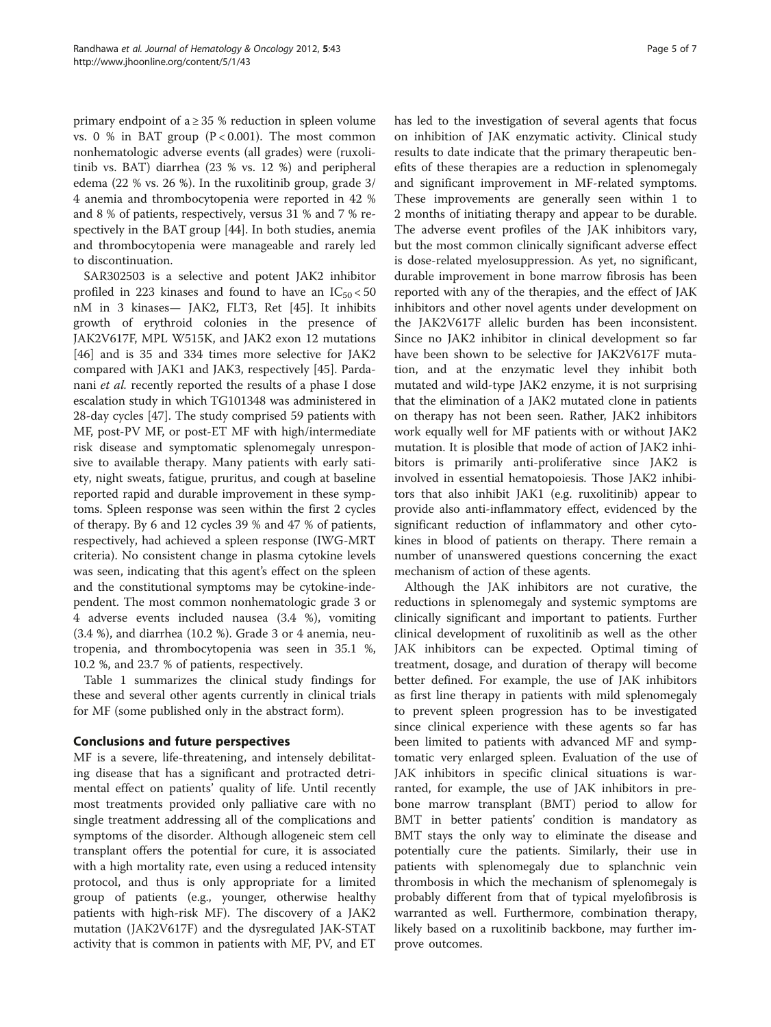primary endpoint of a ≥ 35 % reduction in spleen volume vs. 0 % in BAT group ($P < 0.001$). The most common nonhematologic adverse events (all grades) were (ruxolitinib vs. BAT) diarrhea (23 % vs. 12 %) and peripheral edema (22 % vs. 26 %). In the ruxolitinib group, grade 3/4 anemia and thrombocytopenia were reported in 42 % and 8 % of patients, respectively, versus 31 % and 7 % respectively in the BAT group [44]. In both studies, anemia and thrombocytopenia were manageable and rarely led to discontinuation.

SAR302503 is a selective and potent JAK2 inhibitor profiled in 223 kinases and found to have an $IC_{50} < 50$ nM in 3 kinases— JAK2, FLT3, Ret [45]. It inhibits growth of erythroid colonies in the presence of JAK2V617F, MPL W515K, and JAK2 exon 12 mutations [46] and is 35 and 334 times more selective for JAK2 compared with JAK1 and JAK3, respectively [45]. Pardanani *et al.* recently reported the results of a phase I dose escalation study in which TG101348 was administered in 28-day cycles [47]. The study comprised 59 patients with MF, post-PV MF, or post-ET MF with high/intermediate risk disease and symptomatic splenomegaly unresponsive to available therapy. Many patients with early satiety, night sweats, fatigue, pruritus, and cough at baseline reported rapid and durable improvement in these symptoms. Spleen response was seen within the first 2 cycles of therapy. By 6 and 12 cycles 39 % and 47 % of patients, respectively, had achieved a spleen response (IWG-MRT criteria). No consistent change in plasma cytokine levels was seen, indicating that this agent's effect on the spleen and the constitutional symptoms may be cytokine-independent. The most common nonhematologic grade 3 or 4 adverse events included nausea (3.4 %), vomiting (3.4 %), and diarrhea (10.2 %). Grade 3 or 4 anemia, neutropenia, and thrombocytopenia was seen in 35.1 %, 10.2 %, and 23.7 % of patients, respectively.

Table 1 summarizes the clinical study findings for these and several other agents currently in clinical trials for MF (some published only in the abstract form).

## Conclusions and future perspectives

MF is a severe, life-threatening, and intensely debilitating disease that has a significant and protracted detrimental effect on patients' quality of life. Until recently most treatments provided only palliative care with no single treatment addressing all of the complications and symptoms of the disorder. Although allogeneic stem cell transplant offers the potential for cure, it is associated with a high mortality rate, even using a reduced intensity protocol, and thus is only appropriate for a limited group of patients (e.g., younger, otherwise healthy patients with high-risk MF). The discovery of a JAK2 mutation (JAK2V617F) and the dysregulated JAK-STAT activity that is common in patients with MF, PV, and ET has led to the investigation of several agents that focus on inhibition of JAK enzymatic activity. Clinical study results to date indicate that the primary therapeutic benefits of these therapies are a reduction in splenomegaly and significant improvement in MF-related symptoms. These improvements are generally seen within 1 to 2 months of initiating therapy and appear to be durable. The adverse event profiles of the JAK inhibitors vary, but the most common clinically significant adverse effect is dose-related myelosuppression. As yet, no significant, durable improvement in bone marrow fibrosis has been reported with any of the therapies, and the effect of JAK inhibitors and other novel agents under development on the JAK2V617F allelic burden has been inconsistent. Since no JAK2 inhibitor in clinical development so far have been shown to be selective for JAK2V617F mutation, and at the enzymatic level they inhibit both mutated and wild-type JAK2 enzyme, it is not surprising that the elimination of a JAK2 mutated clone in patients on therapy has not been seen. Rather, JAK2 inhibitors work equally well for MF patients with or without JAK2 mutation. It is plosible that mode of action of JAK2 inhibitors is primarily anti-proliferative since JAK2 is involved in essential hematopoiesis. Those JAK2 inhibitors that also inhibit JAK1 (e.g. ruxolitinib) appear to provide also anti-inflammatory effect, evidenced by the significant reduction of inflammatory and other cytokines in blood of patients on therapy. There remain a number of unanswered questions concerning the exact mechanism of action of these agents.

Although the JAK inhibitors are not curative, the reductions in splenomegaly and systemic symptoms are clinically significant and important to patients. Further clinical development of ruxolitinib as well as the other JAK inhibitors can be expected. Optimal timing of treatment, dosage, and duration of therapy will become better defined. For example, the use of JAK inhibitors as first line therapy in patients with mild splenomegaly to prevent spleen progression has to be investigated since clinical experience with these agents so far has been limited to patients with advanced MF and symptomatic very enlarged spleen. Evaluation of the use of JAK inhibitors in specific clinical situations is warranted, for example, the use of JAK inhibitors in pre-bone marrow transplant (BMT) period to allow for BMT in better patients' condition is mandatory as BMT stays the only way to eliminate the disease and potentially cure the patients. Similarly, their use in patients with splenomegaly due to splanchnic vein thrombosis in which the mechanism of splenomegaly is probably different from that of typical myelofibrosis is warranted as well. Furthermore, combination therapy, likely based on a ruxolitinib backbone, may further improve outcomes.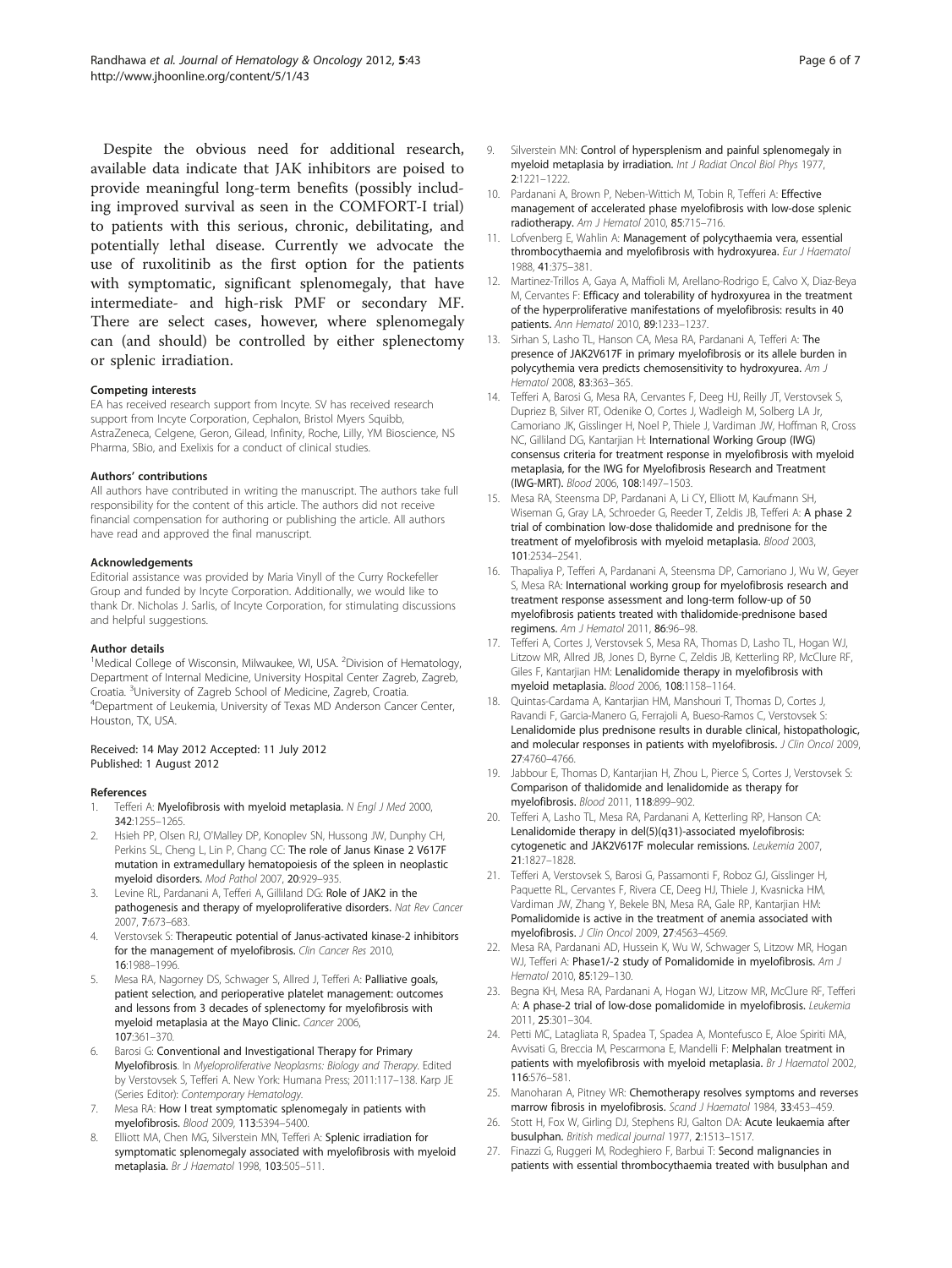Despite the obvious need for additional research, available data indicate that JAK inhibitors are poised to provide meaningful long-term benefits (possibly including improved survival as seen in the COMFORT-I trial) to patients with this serious, chronic, debilitating, and potentially lethal disease. Currently we advocate the use of ruxolitinib as the first option for the patients with symptomatic, significant splenomegaly, that have intermediate- and high-risk PMF or secondary MF. There are select cases, however, where splenomegaly can (and should) be controlled by either splenectomy or splenic irradiation.

#### Competing interests
EA has received research support from Incyte. SV has received research support from Incyte Corporation, Cephalon, Bristol Myers Squibb, AstraZeneca, Celgene, Geron, Gilead, Infinity, Roche, Lilly, YM Bioscience, NS Pharma, SBio, and Exelixis for a conduct of clinical studies.

#### Authors' contributions
All authors have contributed in writing the manuscript. The authors take full responsibility for the content of this article. The authors did not receive financial compensation for authoring or publishing the article. All authors have read and approved the final manuscript.

#### Acknowledgements
Editorial assistance was provided by Maria Vinyll of the Curry Rockefeller Group and funded by Incyte Corporation. Additionally, we would like to thank Dr. Nicholas J. Sarlis, of Incyte Corporation, for stimulating discussions and helpful suggestions.

#### Author details
[1]Medical College of Wisconsin, Milwaukee, WI, USA. [2]Division of Hematology, Department of Internal Medicine, University Hospital Center Zagreb, Zagreb, Croatia. [3]University of Zagreb School of Medicine, Zagreb, Croatia. [4]Department of Leukemia, University of Texas MD Anderson Cancer Center, Houston, TX, USA.

Received: 14 May 2012 Accepted: 11 July 2012
Published: 1 August 2012

#### References
1. Tefferi A: **Myelofibrosis with myeloid metaplasia.** *N Engl J Med* 2000, **342**:1255–1265.
2. Hsieh PP, Olsen RJ, O'Malley DP, Konoplev SN, Hussong JW, Dunphy CH, Perkins SL, Cheng L, Lin P, Chang CC: **The role of Janus Kinase 2 V617F mutation in extramedullary hematopoiesis of the spleen in neoplastic myeloid disorders.** *Mod Pathol* 2007, **20**:929–935.
3. Levine RL, Pardanani A, Tefferi A, Gilliland DG: **Role of JAK2 in the pathogenesis and therapy of myeloproliferative disorders.** *Nat Rev Cancer* 2007, **7**:673–683.
4. Verstovsek S: **Therapeutic potential of Janus-activated kinase-2 inhibitors for the management of myelofibrosis.** *Clin Cancer Res* 2010, **16**:1988–1996.
5. Mesa RA, Nagorney DS, Schwager S, Allred J, Tefferi A: **Palliative goals, patient selection, and perioperative platelet management: outcomes and lessons from 3 decades of splenectomy for myelofibrosis with myeloid metaplasia at the Mayo Clinic.** *Cancer* 2006, **107**:361–370.
6. Barosi G: **Conventional and Investigational Therapy for Primary Myelofibrosis.** In *Myeloproliferative Neoplasms: Biology and Therapy.* Edited by Verstovsek S, Tefferi A. New York: Humana Press; 2011:117–138. Karp JE (Series Editor): *Contemporary Hematology.*
7. Mesa RA: **How I treat symptomatic splenomegaly in patients with myelofibrosis.** *Blood* 2009, **113**:5394–5400.
8. Elliott MA, Chen MG, Silverstein MN, Tefferi A: **Splenic irradiation for symptomatic splenomegaly associated with myelofibrosis with myeloid metaplasia.** *Br J Haematol* 1998, **103**:505–511.
9. Silverstein MN: **Control of hypersplenism and painful splenomegaly in myeloid metaplasia by irradiation.** *Int J Radiat Oncol Biol Phys* 1977, **2**:1221–1222.
10. Pardanani A, Brown P, Neben-Wittich M, Tobin R, Tefferi A: **Effective management of accelerated phase myelofibrosis with low-dose splenic radiotherapy.** *Am J Hematol* 2010, **85**:715–716.
11. Lofvenberg E, Wahlin A: **Management of polycythaemia vera, essential thrombocythaemia and myelofibrosis with hydroxyurea.** *Eur J Haematol* 1988, **41**:375–381.
12. Martinez-Trillos A, Gaya A, Maffioli M, Arellano-Rodrigo E, Calvo X, Diaz-Beya M, Cervantes F: **Efficacy and tolerability of hydroxyurea in the treatment of the hyperproliferative manifestations of myelofibrosis: results in 40 patients.** *Ann Hematol* 2010, **89**:1233–1237.
13. Sirhan S, Lasho TL, Hanson CA, Mesa RA, Pardanani A, Tefferi A: **The presence of JAK2V617F in primary myelofibrosis or its allele burden in polycythemia vera predicts chemosensitivity to hydroxyurea.** *Am J Hematol* 2008, **83**:363–365.
14. Tefferi A, Barosi G, Mesa RA, Cervantes F, Deeg HJ, Reilly JT, Verstovsek S, Dupriez B, Silver RT, Odenike O, Cortes J, Wadleigh M, Solberg LA Jr, Camoriano JK, Gisslinger H, Noel P, Thiele J, Vardiman JW, Hoffman R, Cross NC, Gilliland DG, Kantarjian H: **International Working Group (IWG) consensus criteria for treatment response in myelofibrosis with myeloid metaplasia, for the IWG for Myelofibrosis Research and Treatment (IWG-MRT).** *Blood* 2006, **108**:1497–1503.
15. Mesa RA, Steensma DP, Pardanani A, Li CY, Elliott M, Kaufmann SH, Wiseman G, Gray LA, Schroeder G, Reeder T, Zeldis JB, Tefferi A: **A phase 2 trial of combination low-dose thalidomide and prednisone for the treatment of myelofibrosis with myeloid metaplasia.** *Blood* 2003, **101**:2534–2541.
16. Thapaliya P, Tefferi A, Pardanani A, Steensma DP, Camoriano J, Wu W, Geyer S, Mesa RA: **International working group for myelofibrosis research and treatment response assessment and long-term follow-up of 50 myelofibrosis patients treated with thalidomide-prednisone based regimens.** *Am J Hematol* 2011, **86**:96–98.
17. Tefferi A, Cortes J, Verstovsek S, Mesa RA, Thomas D, Lasho TL, Hogan WJ, Litzow MR, Allred JB, Jones D, Byrne C, Zeldis JB, Ketterling RP, McClure RF, Giles F, Kantarjian HM: **Lenalidomide therapy in myelofibrosis with myeloid metaplasia.** *Blood* 2006, **108**:1158–1164.
18. Quintas-Cardama A, Kantarjian HM, Manshouri T, Thomas D, Cortes J, Ravandi F, Garcia-Manero G, Ferrajoli A, Bueso-Ramos C, Verstovsek S: **Lenalidomide plus prednisone results in durable clinical, histopathologic, and molecular responses in patients with myelofibrosis.** *J Clin Oncol* 2009, **27**:4760–4766.
19. Jabbour E, Thomas D, Kantarjian H, Zhou L, Pierce S, Cortes J, Verstovsek S: **Comparison of thalidomide and lenalidomide as therapy for myelofibrosis.** *Blood* 2011, **118**:899–902.
20. Tefferi A, Lasho TL, Mesa RA, Pardanani A, Ketterling RP, Hanson CA: **Lenalidomide therapy in del(5)(q31)-associated myelofibrosis: cytogenetic and JAK2V617F molecular remissions.** *Leukemia* 2007, **21**:1827–1828.
21. Tefferi A, Verstovsek S, Barosi G, Passamonti F, Roboz GJ, Gisslinger H, Paquette RL, Cervantes F, Rivera CE, Deeg HJ, Thiele J, Kvasnicka HM, Vardiman JW, Zhang Y, Bekele BN, Mesa RA, Gale RP, Kantarjian HM: **Pomalidomide is active in the treatment of anemia associated with myelofibrosis.** *J Clin Oncol* 2009, **27**:4563–4569.
22. Mesa RA, Pardanani AD, Hussein K, Wu W, Schwager S, Litzow MR, Hogan WJ, Tefferi A: **Phase1/-2 study of Pomalidomide in myelofibrosis.** *Am J Hematol* 2010, **85**:129–130.
23. Begna KH, Mesa RA, Pardanani A, Hogan WJ, Litzow MR, McClure RF, Tefferi A: **A phase-2 trial of low-dose pomalidomide in myelofibrosis.** *Leukemia* 2011, **25**:301–304.
24. Petti MC, Latagliata R, Spadea T, Spadea A, Montefusco E, Aloe Spiriti MA, Avvisati G, Breccia M, Pescarmona E, Mandelli F: **Melphalan treatment in patients with myelofibrosis with myeloid metaplasia.** *Br J Haematol* 2002, **116**:576–581.
25. Manoharan A, Pitney WR: **Chemotherapy resolves symptoms and reverses marrow fibrosis in myelofibrosis.** *Scand J Haematol* 1984, **33**:453–459.
26. Stott H, Fox W, Girling DJ, Stephens RJ, Galton DA: **Acute leukaemia after busulphan.** *British medical journal* 1977, **2**:1513–1517.
27. Finazzi G, Ruggeri M, Rodeghiero F, Barbui T: **Second malignancies in patients with essential thrombocythaemia treated with busulphan and**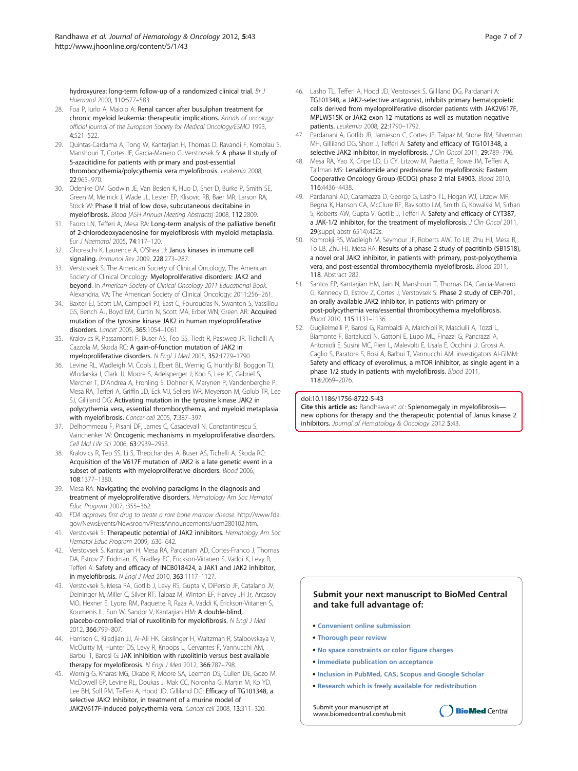hydroxyurea: long-term follow-up of a randomized clinical trial. *Br J Haematol* 2000, 110:577–583.

28. Foa P, Iurlo A, Maiolo A: Renal cancer after busulphan treatment for chronic myeloid leukemia: therapeutic implications. *Annals of oncology: official journal of the European Society for Medical Oncology/ESMO* 1993, 4:521–522.
29. Quintas-Cardama A, Tong W, Kantarjian H, Thomas D, Ravandi F, Kornblau S, Manshouri T, Cortes JE, Garcia-Manero G, Verstovsek S: A phase II study of 5-azacitidine for patients with primary and post-essential thrombocythemia/polycythemia vera myelofibrosis. *Leukemia* 2008, 22:965–970.
30. Odenike OM, Godwin JE, Van Besien K, Huo D, Sher D, Burke P, Smith SE, Green M, Melnick J, Wade JL, Lester EP, Klisovic RB, Baer MR, Larson RA, Stock W: Phase II trial of low dose, subcutaneous decitabine in myelofibrosis. *Blood [ASH Annual Meeting Abstracts]* 2008, 112:2809.
31. Faoro LN, Tefferi A, Mesa RA: Long-term analysis of the palliative benefit of 2-chlorodeoxyadenosine for myelofibrosis with myeloid metaplasia. *Eur J Haematol* 2005, 74:117–120.
32. Ghoreschi K, Laurence A, O'Shea JJ: Janus kinases in immune cell signaling. *Immunol Rev* 2009, 228:273–287.
33. Verstovsek S, The American Society of Clinical Oncology, The American Society of Clinical Oncology: Myeloproliferative disorders: JAK2 and beyond. In *American Society of Clinical Oncology 2011 Educational Book*. Alexandria, VA: The American Society of Clinical Oncology; 2011:256–261.
34. Baxter EJ, Scott LM, Campbell PJ, East C, Fourouclas N, Swanton S, Vassiliou GS, Bench AJ, Boyd EM, Curtin N, Scott MA, Erber WN, Green AR: Acquired mutation of the tyrosine kinase JAK2 in human myeloproliferative disorders. *Lancet* 2005, 365:1054–1061.
35. Kralovics R, Passamonti F, Buser AS, Teo SS, Tiedt R, Passweg JR, Tichelli A, Cazzola M, Skoda RC: A gain-of-function mutation of JAK2 in myeloproliferative disorders. *N Engl J Med* 2005, 352:1779–1790.
36. Levine RL, Wadleigh M, Cools J, Ebert BL, Wernig G, Huntly BJ, Boggon TJ, Wlodarska I, Clark JJ, Moore S, Adelsperger J, Koo S, Lee JC, Gabriel S, Mercher T, D'Andrea A, Frohling S, Dohner K, Marynen P, Vandenberghe P, Mesa RA, Tefferi A, Griffin JD, Eck MJ, Sellers WR, Meyerson M, Golub TR, Lee SJ, Gilliland DG: Activating mutation in the tyrosine kinase JAK2 in polycythemia vera, essential thrombocythemia, and myeloid metaplasia with myelofibrosis. *Cancer cell* 2005, 7:387–397.
37. Delhommeau F, Pisani DF, James C, Casadevall N, Constantinescu S, Vainchenker W: Oncogenic mechanisms in myeloproliferative disorders. *Cell Mol Life Sci* 2006, 63:2939–2953.
38. Kralovics R, Teo SS, Li S, Theocharides A, Buser AS, Tichelli A, Skoda RC: Acquisition of the V617F mutation of JAK2 is a late genetic event in a subset of patients with myeloproliferative disorders. *Blood* 2006, 108:1377–1380.
39. Mesa RA: Navigating the evolving paradigms in the diagnosis and treatment of myeloproliferative disorders. *Hematology Am Soc Hematol Educ Program* 2007, :355–362.
40. *FDA approves first drug to treate a rare bone marrow disease*. http://www.fda.gov/NewsEvents/Newsroom/PressAnnouncements/ucm280102.htm.
41. Verstovsek S: Therapeutic potential of JAK2 inhibitors. *Hematology Am Soc Hematol Educ Program* 2009, :636–642.
42. Verstovsek S, Kantarjian H, Mesa RA, Pardanani AD, Cortes-Franco J, Thomas DA, Estrov Z, Fridman JS, Bradley EC, Erickson-Viitanen S, Vaddi K, Levy R, Tefferi A: Safety and efficacy of INCB018424, a JAK1 and JAK2 inhibitor, in myelofibrosis. *N Engl J Med* 2010, 363:1117–1127.
43. Verstovsek S, Mesa RA, Gotlib J, Levy RS, Gupta V, DiPersio JF, Catalano JV, Deininger M, Miller C, Silver RT, Talpaz M, Winton EF, Harvey JH Jr, Arcasoy MO, Hexner E, Lyons RM, Paquette R, Raza A, Vaddi K, Erickson-Viitanen S, Koumenis IL, Sun W, Sandor V, Kantarjian HM: A double-blind, placebo-controlled trial of ruxolitinib for myelofibrosis. *N Engl J Med* 2012, 366:799–807.
44. Harrison C, Kiladjian JJ, Al-Ali HK, Gisslinger H, Waltzman R, Stalbovskaya V, McQuitty M, Hunter DS, Levy R, Knoops L, Cervantes F, Vannucchi AM, Barbui T, Barosi G: JAK inhibition with ruxolitinib versus best available therapy for myelofibrosis. *N Engl J Med* 2012, 366:787–798.
45. Wernig G, Kharas MG, Okabe R, Moore SA, Leeman DS, Cullen DE, Gozo M, McDowell EP, Levine RL, Doukas J, Mak CC, Noronha G, Martin M, Ko YD, Lee BH, Soll RM, Tefferi A, Hood JD, Gilliland DG: Efficacy of TG101348, a selective JAK2 Inhibitor, in treatment of a murine model of JAK2V617F-induced polycythemia vera. *Cancer cell* 2008, 13:311–320.
46. Lasho TL, Tefferi A, Hood JD, Verstovsek S, Gilliland DG, Pardanani A: TG101348, a JAK2-selective antagonist, inhibits primary hematopoietic cells derived from myeloproliferative disorder patients with JAK2V617F, MPLW515K or JAK2 exon 12 mutations as well as mutation negative patients. *Leukemia* 2008, 22:1790–1792.
47. Pardanani A, Gotlib JR, Jamieson C, Cortes JE, Talpaz M, Stone RM, Silverman MH, Gilliland DG, Shorr J, Tefferi A: Safety and efficacy of TG101348, a selective JAK2 inhibitor, in myelofibrosis. *J Clin Oncol* 2011, 29:789–796.
48. Mesa RA, Yao X, Cripe LD, Li CY, Litzow M, Paietta E, Rowe JM, Tefferi A, Tallman MS: Lenalidomide and prednisone for myelofibrosis: Eastern Cooperative Oncology Group (ECOG) phase 2 trial E4903. *Blood* 2010, 116:4436–4438.
49. Pardanani AD, Caramazza D, George G, Lasho TL, Hogan WJ, Litzow MR, Begna K, Hanson CA, McClure RF, Bavisotto LM, Smith G, Kowalski M, Sirhan S, Roberts AW, Gupta V, Gotlib J, Tefferi A: Safety and efficacy of CYT387, a JAK-1/2 inhibitor, for the treatment of myelofibrosis. *J Clin Oncol* 2011, 29(suppl; abstr 6514):422s.
50. Komrokji RS, Wadleigh M, Seymour JF, Roberts AW, To LB, Zhu HJ, Mesa R, To LB, Zhu HJ, Mesa RA: Results of a phase 2 study of pacritinib (SB1518), a novel oral JAK2 inhibitor, in patients with primary, post-polycythemia vera, and post-essential thrombocythemia myelofibrosis. *Blood* 2011, 118. Abstract 282.
51. Santos FP, Kantarjian HM, Jain N, Manshouri T, Thomas DA, Garcia-Manero G, Kennedy D, Estrov Z, Cortes J, Verstovsek S: Phase 2 study of CEP-701, an orally available JAK2 inhibitor, in patients with primary or post-polycythemia vera/essential thrombocythemia myelofibrosis. *Blood* 2010, 115:1131–1136.
52. Guglielmelli P, Barosi G, Rambaldi A, Marchioli R, Masciulli A, Tozzi L, Biamonte F, Bartalucci N, Gattoni E, Lupo ML, Finazzi G, Pancrazzi A, Antonioli E, Susini MC, Pieri L, Malevolti E, Usala E, Occhini U, Grossi A, Caglio S, Paratore S, Bosi A, Barbui T, Vannucchi AM, investigators AI-GIMM: Safety and efficacy of everolimus, a mTOR inhibitor, as single agent in a phase 1/2 study in patients with myelofibrosis. *Blood* 2011, 118:2069–2076.

doi:10.1186/1756-8722-5-43

**Cite this article as:** Randhawa *et al.*: Splenomegaly in myelofibrosis—new options for therapy and the therapeutic potential of Janus kinase 2 inhibitors. *Journal of Hematology & Oncology* 2012 5:43.

**Submit your next manuscript to BioMed Central and take full advantage of:**

- Convenient online submission
- Thorough peer review
- No space constraints or color figure charges
- Immediate publication on acceptance
- Inclusion in PubMed, CAS, Scopus and Google Scholar
- Research which is freely available for redistribution

Submit your manuscript at www.biomedcentral.com/submit

BioMed Central